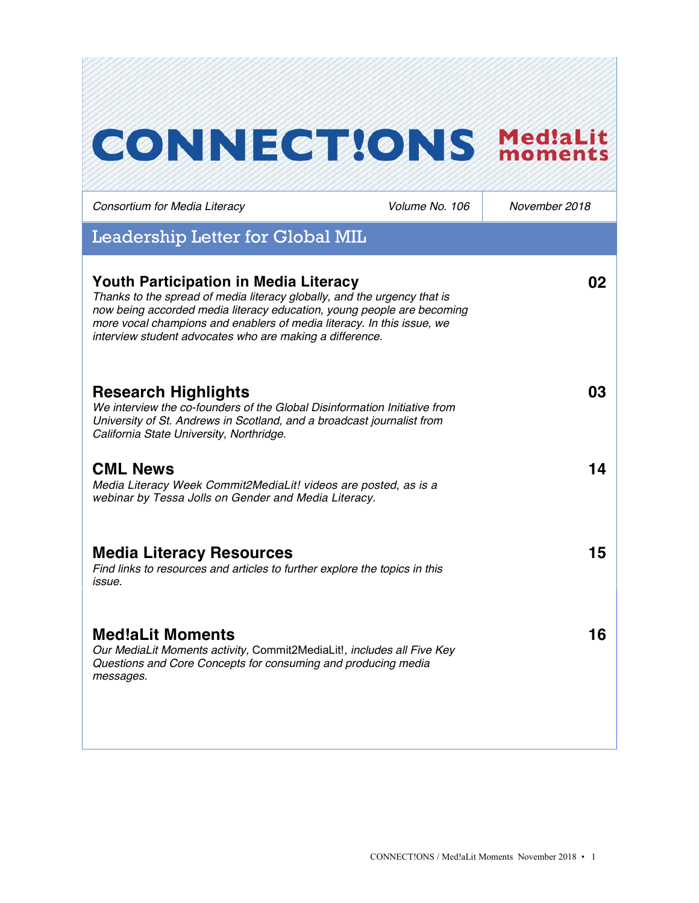# CONNECT!ONS Med!aLit moments

*Consortium for Media Literacy* | *Volume No. 106* | *November 2018*

## Leadership Letter for Global MIL

### Youth Participation in Media Literacy — 02

*Thanks to the spread of media literacy globally, and the urgency that is now being accorded media literacy education, young people are becoming more vocal champions and enablers of media literacy. In this issue, we interview student advocates who are making a difference.*

### Research Highlights — 03

*We interview the co-founders of the Global Disinformation Initiative from University of St. Andrews in Scotland, and a broadcast journalist from California State University, Northridge.*

### CML News — 14

*Media Literacy Week Commit2MediaLit! videos are posted, as is a webinar by Tessa Jolls on Gender and Media Literacy.*

### Media Literacy Resources — 15

*Find links to resources and articles to further explore the topics in this issue.*

### Med!aLit Moments — 16

*Our MediaLit Moments activity,* Commit2MediaLit!*, includes all Five Key Questions and Core Concepts for consuming and producing media messages.*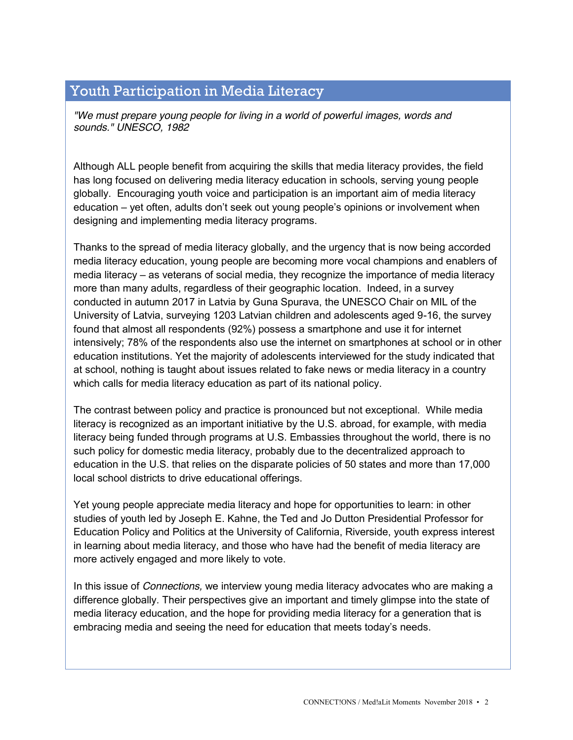## Youth Participation in Media Literacy

*"We must prepare young people for living in a world of powerful images, words and sounds." UNESCO, 1982*

Although ALL people benefit from acquiring the skills that media literacy provides, the field has long focused on delivering media literacy education in schools, serving young people globally. Encouraging youth voice and participation is an important aim of media literacy education – yet often, adults don't seek out young people's opinions or involvement when designing and implementing media literacy programs.

Thanks to the spread of media literacy globally, and the urgency that is now being accorded media literacy education, young people are becoming more vocal champions and enablers of media literacy – as veterans of social media, they recognize the importance of media literacy more than many adults, regardless of their geographic location. Indeed, in a survey conducted in autumn 2017 in Latvia by Guna Spurava, the UNESCO Chair on MIL of the University of Latvia, surveying 1203 Latvian children and adolescents aged 9-16, the survey found that almost all respondents (92%) possess a smartphone and use it for internet intensively; 78% of the respondents also use the internet on smartphones at school or in other education institutions. Yet the majority of adolescents interviewed for the study indicated that at school, nothing is taught about issues related to fake news or media literacy in a country which calls for media literacy education as part of its national policy.

The contrast between policy and practice is pronounced but not exceptional. While media literacy is recognized as an important initiative by the U.S. abroad, for example, with media literacy being funded through programs at U.S. Embassies throughout the world, there is no such policy for domestic media literacy, probably due to the decentralized approach to education in the U.S. that relies on the disparate policies of 50 states and more than 17,000 local school districts to drive educational offerings.

Yet young people appreciate media literacy and hope for opportunities to learn: in other studies of youth led by Joseph E. Kahne, the Ted and Jo Dutton Presidential Professor for Education Policy and Politics at the University of California, Riverside, youth express interest in learning about media literacy, and those who have had the benefit of media literacy are more actively engaged and more likely to vote.

In this issue of *Connections,* we interview young media literacy advocates who are making a difference globally. Their perspectives give an important and timely glimpse into the state of media literacy education, and the hope for providing media literacy for a generation that is embracing media and seeing the need for education that meets today's needs.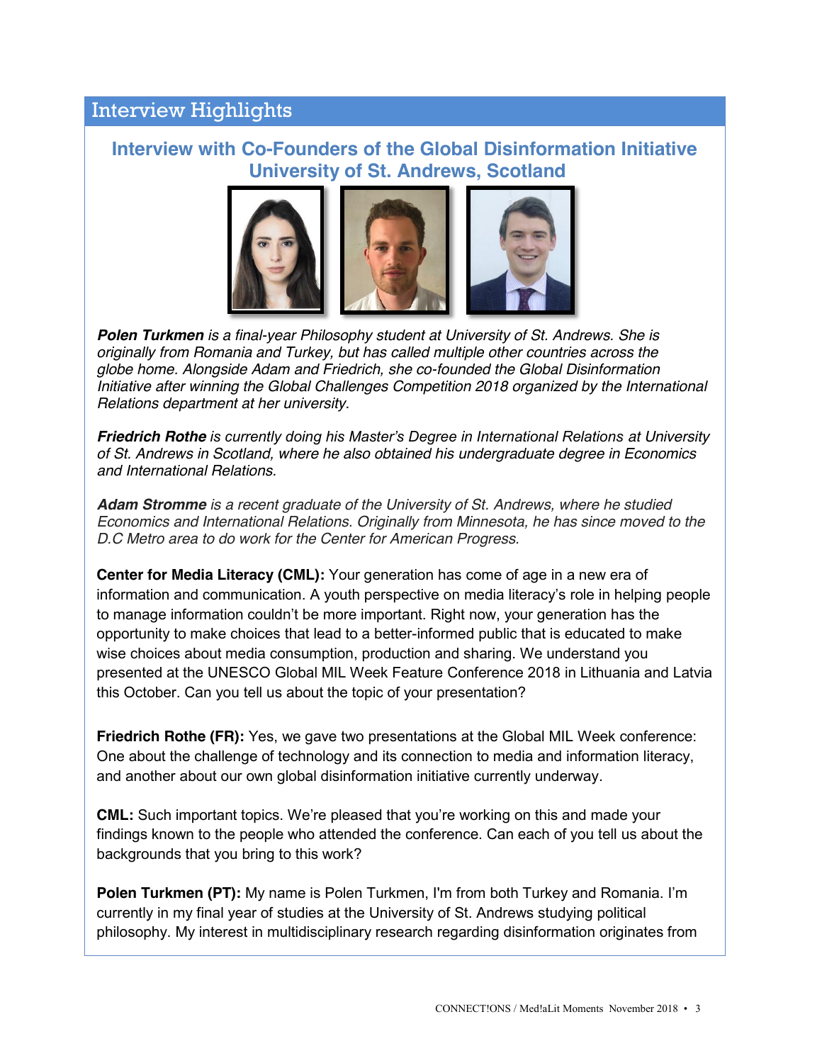## Interview Highlights

### Interview with Co-Founders of the Global Disinformation Initiative University of St. Andrews, Scotland

***Polen Turkmen** is a final-year Philosophy student at University of St. Andrews. She is originally from Romania and Turkey, but has called multiple other countries across the globe home. Alongside Adam and Friedrich, she co-founded the Global Disinformation Initiative after winning the Global Challenges Competition 2018 organized by the International Relations department at her university.*

***Friedrich Rothe** is currently doing his Master's Degree in International Relations at University of St. Andrews in Scotland, where he also obtained his undergraduate degree in Economics and International Relations.*

***Adam Stromme** is a recent graduate of the University of St. Andrews, where he studied Economics and International Relations. Originally from Minnesota, he has since moved to the D.C Metro area to do work for the Center for American Progress.*

**Center for Media Literacy (CML):** Your generation has come of age in a new era of information and communication. A youth perspective on media literacy's role in helping people to manage information couldn't be more important. Right now, your generation has the opportunity to make choices that lead to a better-informed public that is educated to make wise choices about media consumption, production and sharing. We understand you presented at the UNESCO Global MIL Week Feature Conference 2018 in Lithuania and Latvia this October. Can you tell us about the topic of your presentation?

**Friedrich Rothe (FR):** Yes, we gave two presentations at the Global MIL Week conference: One about the challenge of technology and its connection to media and information literacy, and another about our own global disinformation initiative currently underway.

**CML:** Such important topics. We're pleased that you're working on this and made your findings known to the people who attended the conference. Can each of you tell us about the backgrounds that you bring to this work?

**Polen Turkmen (PT):** My name is Polen Turkmen, I'm from both Turkey and Romania. I'm currently in my final year of studies at the University of St. Andrews studying political philosophy. My interest in multidisciplinary research regarding disinformation originates from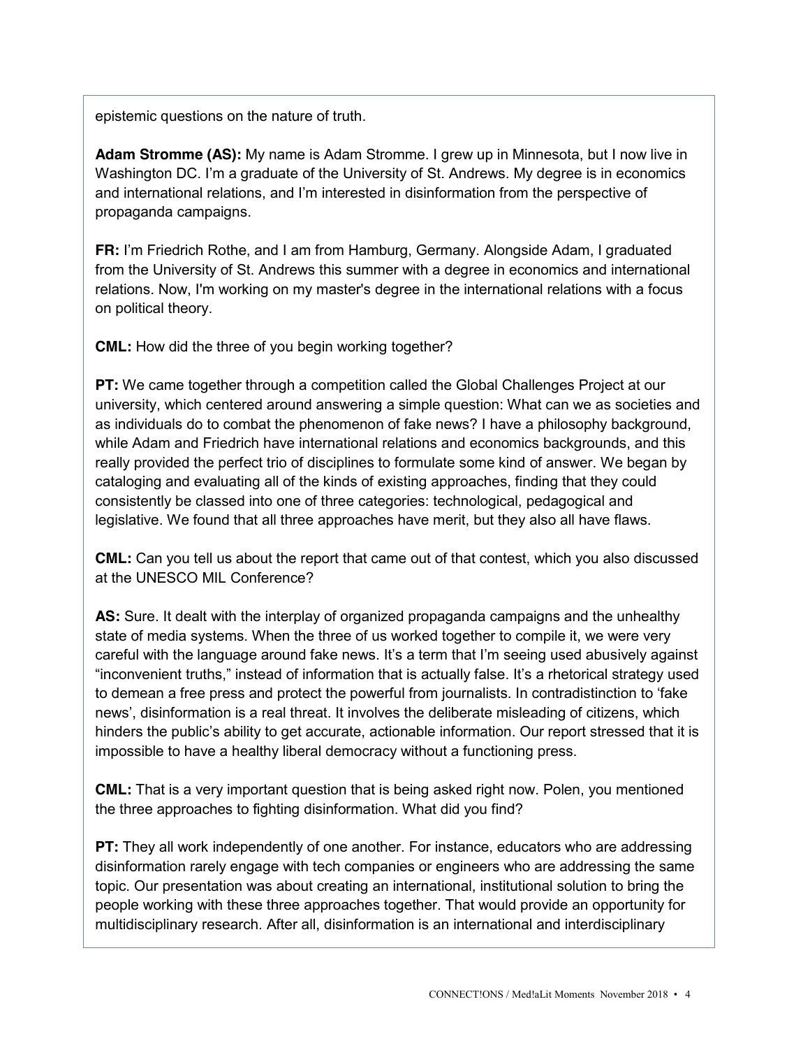epistemic questions on the nature of truth.

**Adam Stromme (AS):** My name is Adam Stromme. I grew up in Minnesota, but I now live in Washington DC. I'm a graduate of the University of St. Andrews. My degree is in economics and international relations, and I'm interested in disinformation from the perspective of propaganda campaigns.

**FR:** I'm Friedrich Rothe, and I am from Hamburg, Germany. Alongside Adam, I graduated from the University of St. Andrews this summer with a degree in economics and international relations. Now, I'm working on my master's degree in the international relations with a focus on political theory.

**CML:** How did the three of you begin working together?

**PT:** We came together through a competition called the Global Challenges Project at our university, which centered around answering a simple question: What can we as societies and as individuals do to combat the phenomenon of fake news? I have a philosophy background, while Adam and Friedrich have international relations and economics backgrounds, and this really provided the perfect trio of disciplines to formulate some kind of answer. We began by cataloging and evaluating all of the kinds of existing approaches, finding that they could consistently be classed into one of three categories: technological, pedagogical and legislative. We found that all three approaches have merit, but they also all have flaws.

**CML:** Can you tell us about the report that came out of that contest, which you also discussed at the UNESCO MIL Conference?

**AS:** Sure. It dealt with the interplay of organized propaganda campaigns and the unhealthy state of media systems. When the three of us worked together to compile it, we were very careful with the language around fake news. It's a term that I'm seeing used abusively against "inconvenient truths," instead of information that is actually false. It's a rhetorical strategy used to demean a free press and protect the powerful from journalists. In contradistinction to 'fake news', disinformation is a real threat. It involves the deliberate misleading of citizens, which hinders the public's ability to get accurate, actionable information. Our report stressed that it is impossible to have a healthy liberal democracy without a functioning press.

**CML:** That is a very important question that is being asked right now. Polen, you mentioned the three approaches to fighting disinformation. What did you find?

**PT:** They all work independently of one another. For instance, educators who are addressing disinformation rarely engage with tech companies or engineers who are addressing the same topic. Our presentation was about creating an international, institutional solution to bring the people working with these three approaches together. That would provide an opportunity for multidisciplinary research. After all, disinformation is an international and interdisciplinary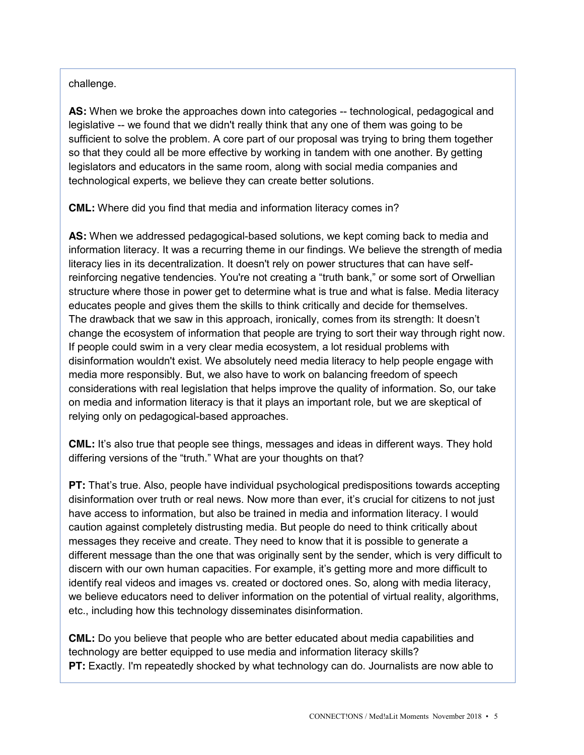challenge.

**AS:** When we broke the approaches down into categories -- technological, pedagogical and legislative -- we found that we didn't really think that any one of them was going to be sufficient to solve the problem. A core part of our proposal was trying to bring them together so that they could all be more effective by working in tandem with one another. By getting legislators and educators in the same room, along with social media companies and technological experts, we believe they can create better solutions.

**CML:** Where did you find that media and information literacy comes in?

**AS:** When we addressed pedagogical-based solutions, we kept coming back to media and information literacy. It was a recurring theme in our findings. We believe the strength of media literacy lies in its decentralization. It doesn't rely on power structures that can have self-reinforcing negative tendencies. You're not creating a "truth bank," or some sort of Orwellian structure where those in power get to determine what is true and what is false. Media literacy educates people and gives them the skills to think critically and decide for themselves.
The drawback that we saw in this approach, ironically, comes from its strength: It doesn't change the ecosystem of information that people are trying to sort their way through right now. If people could swim in a very clear media ecosystem, a lot residual problems with disinformation wouldn't exist. We absolutely need media literacy to help people engage with media more responsibly. But, we also have to work on balancing freedom of speech considerations with real legislation that helps improve the quality of information. So, our take on media and information literacy is that it plays an important role, but we are skeptical of relying only on pedagogical-based approaches.

**CML:** It's also true that people see things, messages and ideas in different ways. They hold differing versions of the "truth." What are your thoughts on that?

**PT:** That's true. Also, people have individual psychological predispositions towards accepting disinformation over truth or real news. Now more than ever, it's crucial for citizens to not just have access to information, but also be trained in media and information literacy. I would caution against completely distrusting media. But people do need to think critically about messages they receive and create. They need to know that it is possible to generate a different message than the one that was originally sent by the sender, which is very difficult to discern with our own human capacities. For example, it's getting more and more difficult to identify real videos and images vs. created or doctored ones. So, along with media literacy, we believe educators need to deliver information on the potential of virtual reality, algorithms, etc., including how this technology disseminates disinformation.

**CML:** Do you believe that people who are better educated about media capabilities and technology are better equipped to use media and information literacy skills?
**PT:** Exactly. I'm repeatedly shocked by what technology can do. Journalists are now able to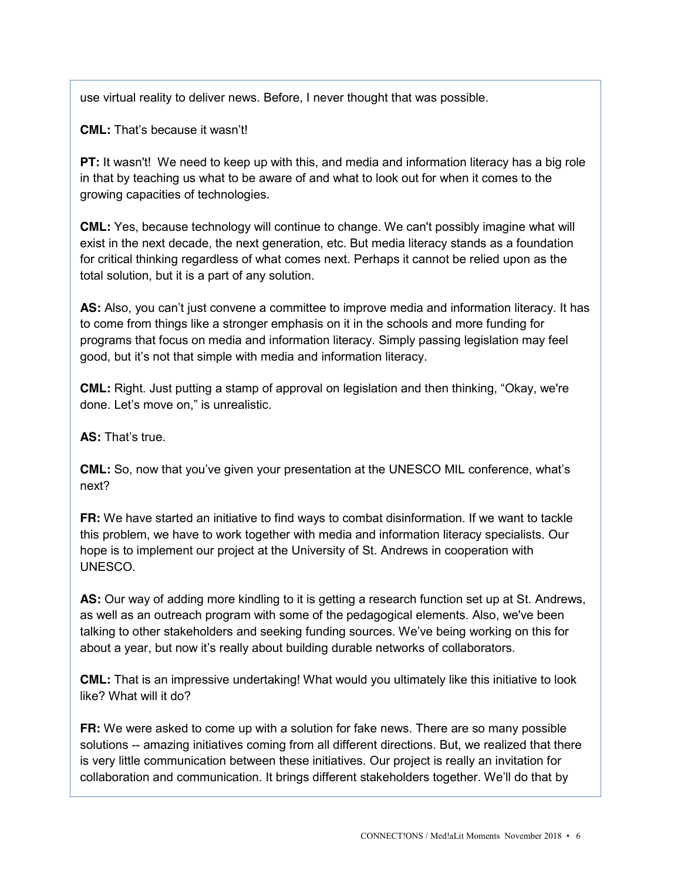use virtual reality to deliver news. Before, I never thought that was possible.

**CML:** That's because it wasn't!

**PT:** It wasn't! We need to keep up with this, and media and information literacy has a big role in that by teaching us what to be aware of and what to look out for when it comes to the growing capacities of technologies.

**CML:** Yes, because technology will continue to change. We can't possibly imagine what will exist in the next decade, the next generation, etc. But media literacy stands as a foundation for critical thinking regardless of what comes next. Perhaps it cannot be relied upon as the total solution, but it is a part of any solution.

**AS:** Also, you can't just convene a committee to improve media and information literacy. It has to come from things like a stronger emphasis on it in the schools and more funding for programs that focus on media and information literacy. Simply passing legislation may feel good, but it's not that simple with media and information literacy.

**CML:** Right. Just putting a stamp of approval on legislation and then thinking, "Okay, we're done. Let's move on," is unrealistic.

**AS:** That's true.

**CML:** So, now that you've given your presentation at the UNESCO MIL conference, what's next?

**FR:** We have started an initiative to find ways to combat disinformation. If we want to tackle this problem, we have to work together with media and information literacy specialists. Our hope is to implement our project at the University of St. Andrews in cooperation with UNESCO.

**AS:** Our way of adding more kindling to it is getting a research function set up at St. Andrews, as well as an outreach program with some of the pedagogical elements. Also, we've been talking to other stakeholders and seeking funding sources. We've being working on this for about a year, but now it's really about building durable networks of collaborators.

**CML:** That is an impressive undertaking! What would you ultimately like this initiative to look like? What will it do?

**FR:** We were asked to come up with a solution for fake news. There are so many possible solutions -- amazing initiatives coming from all different directions. But, we realized that there is very little communication between these initiatives. Our project is really an invitation for collaboration and communication. It brings different stakeholders together. We'll do that by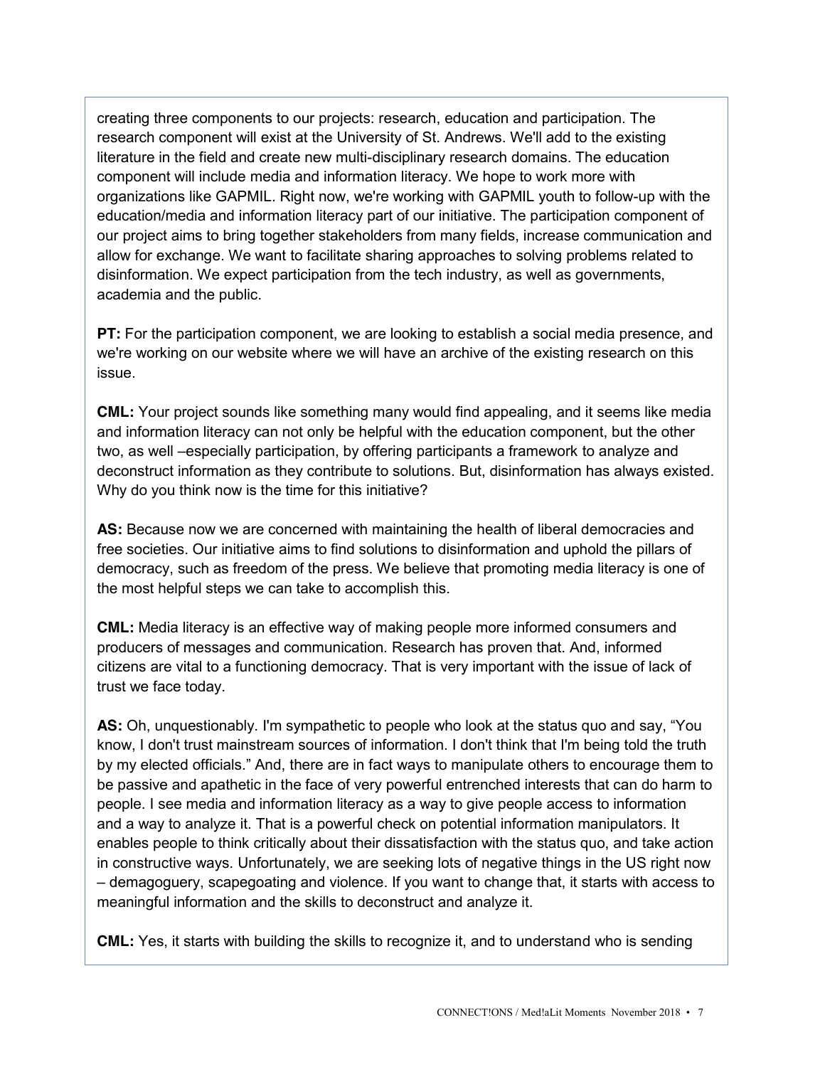creating three components to our projects: research, education and participation. The research component will exist at the University of St. Andrews. We'll add to the existing literature in the field and create new multi-disciplinary research domains. The education component will include media and information literacy. We hope to work more with organizations like GAPMIL. Right now, we're working with GAPMIL youth to follow-up with the education/media and information literacy part of our initiative. The participation component of our project aims to bring together stakeholders from many fields, increase communication and allow for exchange. We want to facilitate sharing approaches to solving problems related to disinformation. We expect participation from the tech industry, as well as governments, academia and the public.

**PT:** For the participation component, we are looking to establish a social media presence, and we're working on our website where we will have an archive of the existing research on this issue.

**CML:** Your project sounds like something many would find appealing, and it seems like media and information literacy can not only be helpful with the education component, but the other two, as well –especially participation, by offering participants a framework to analyze and deconstruct information as they contribute to solutions. But, disinformation has always existed. Why do you think now is the time for this initiative?

**AS:** Because now we are concerned with maintaining the health of liberal democracies and free societies. Our initiative aims to find solutions to disinformation and uphold the pillars of democracy, such as freedom of the press. We believe that promoting media literacy is one of the most helpful steps we can take to accomplish this.

**CML:** Media literacy is an effective way of making people more informed consumers and producers of messages and communication. Research has proven that. And, informed citizens are vital to a functioning democracy. That is very important with the issue of lack of trust we face today.

**AS:** Oh, unquestionably. I'm sympathetic to people who look at the status quo and say, "You know, I don't trust mainstream sources of information. I don't think that I'm being told the truth by my elected officials." And, there are in fact ways to manipulate others to encourage them to be passive and apathetic in the face of very powerful entrenched interests that can do harm to people. I see media and information literacy as a way to give people access to information and a way to analyze it. That is a powerful check on potential information manipulators. It enables people to think critically about their dissatisfaction with the status quo, and take action in constructive ways. Unfortunately, we are seeking lots of negative things in the US right now – demagoguery, scapegoating and violence. If you want to change that, it starts with access to meaningful information and the skills to deconstruct and analyze it.

**CML:** Yes, it starts with building the skills to recognize it, and to understand who is sending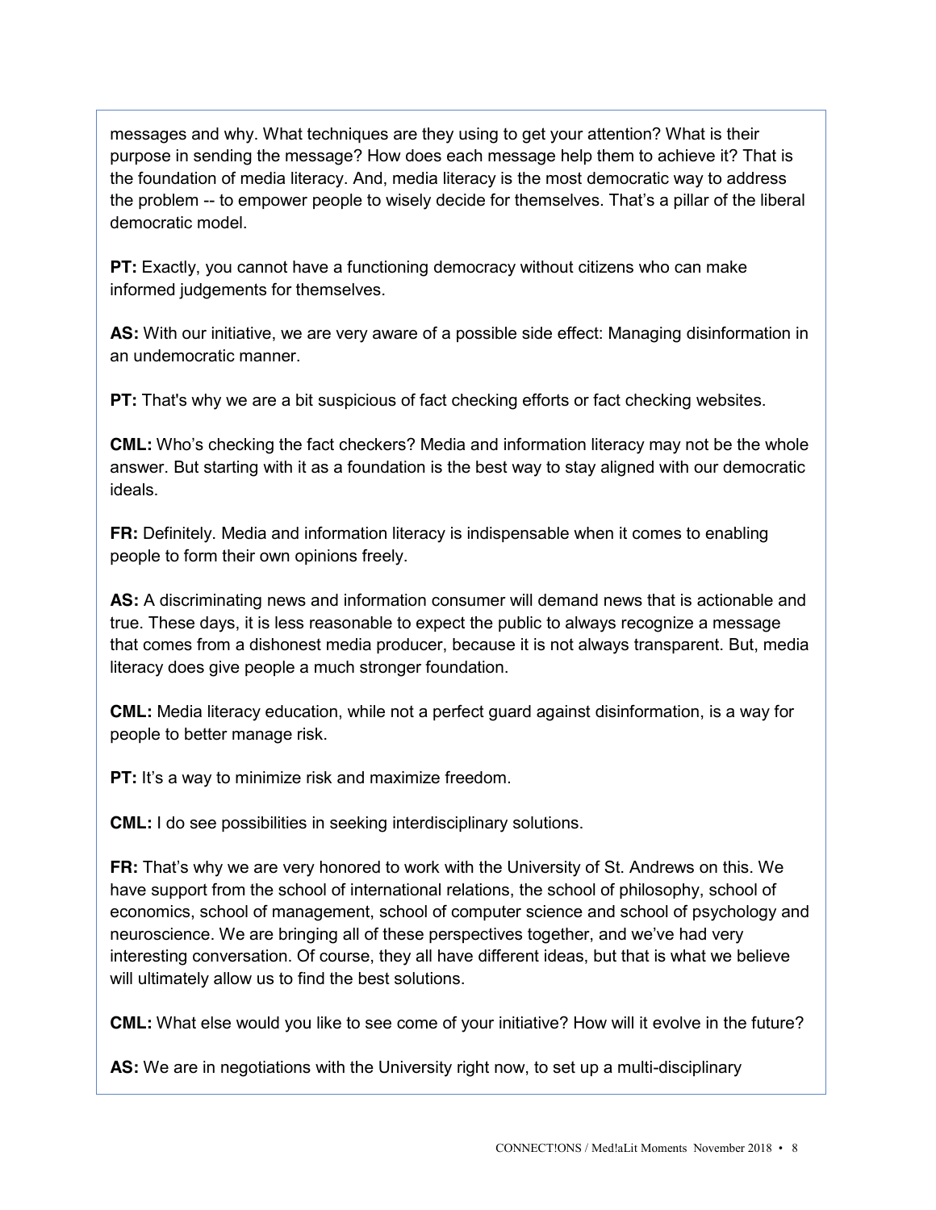messages and why. What techniques are they using to get your attention? What is their purpose in sending the message? How does each message help them to achieve it? That is the foundation of media literacy. And, media literacy is the most democratic way to address the problem -- to empower people to wisely decide for themselves. That's a pillar of the liberal democratic model.

**PT:** Exactly, you cannot have a functioning democracy without citizens who can make informed judgements for themselves.

**AS:** With our initiative, we are very aware of a possible side effect: Managing disinformation in an undemocratic manner.

**PT:** That's why we are a bit suspicious of fact checking efforts or fact checking websites.

**CML:** Who's checking the fact checkers? Media and information literacy may not be the whole answer. But starting with it as a foundation is the best way to stay aligned with our democratic ideals.

**FR:** Definitely. Media and information literacy is indispensable when it comes to enabling people to form their own opinions freely.

**AS:** A discriminating news and information consumer will demand news that is actionable and true. These days, it is less reasonable to expect the public to always recognize a message that comes from a dishonest media producer, because it is not always transparent. But, media literacy does give people a much stronger foundation.

**CML:** Media literacy education, while not a perfect guard against disinformation, is a way for people to better manage risk.

**PT:** It's a way to minimize risk and maximize freedom.

**CML:** I do see possibilities in seeking interdisciplinary solutions.

**FR:** That's why we are very honored to work with the University of St. Andrews on this. We have support from the school of international relations, the school of philosophy, school of economics, school of management, school of computer science and school of psychology and neuroscience. We are bringing all of these perspectives together, and we've had very interesting conversation. Of course, they all have different ideas, but that is what we believe will ultimately allow us to find the best solutions.

**CML:** What else would you like to see come of your initiative? How will it evolve in the future?

**AS:** We are in negotiations with the University right now, to set up a multi-disciplinary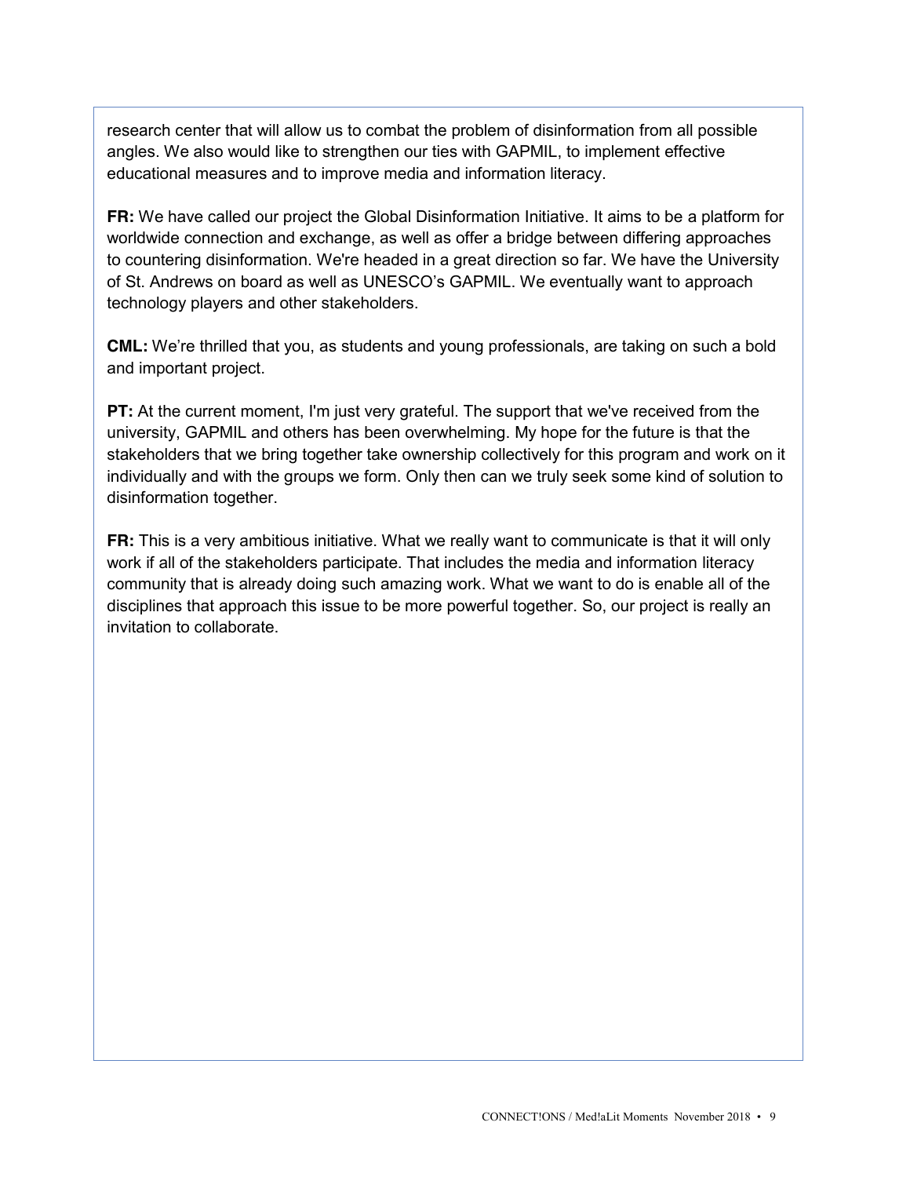research center that will allow us to combat the problem of disinformation from all possible angles. We also would like to strengthen our ties with GAPMIL, to implement effective educational measures and to improve media and information literacy.

**FR:** We have called our project the Global Disinformation Initiative. It aims to be a platform for worldwide connection and exchange, as well as offer a bridge between differing approaches to countering disinformation. We're headed in a great direction so far. We have the University of St. Andrews on board as well as UNESCO's GAPMIL. We eventually want to approach technology players and other stakeholders.

**CML:** We're thrilled that you, as students and young professionals, are taking on such a bold and important project.

**PT:** At the current moment, I'm just very grateful. The support that we've received from the university, GAPMIL and others has been overwhelming. My hope for the future is that the stakeholders that we bring together take ownership collectively for this program and work on it individually and with the groups we form. Only then can we truly seek some kind of solution to disinformation together.

**FR:** This is a very ambitious initiative. What we really want to communicate is that it will only work if all of the stakeholders participate. That includes the media and information literacy community that is already doing such amazing work. What we want to do is enable all of the disciplines that approach this issue to be more powerful together. So, our project is really an invitation to collaborate.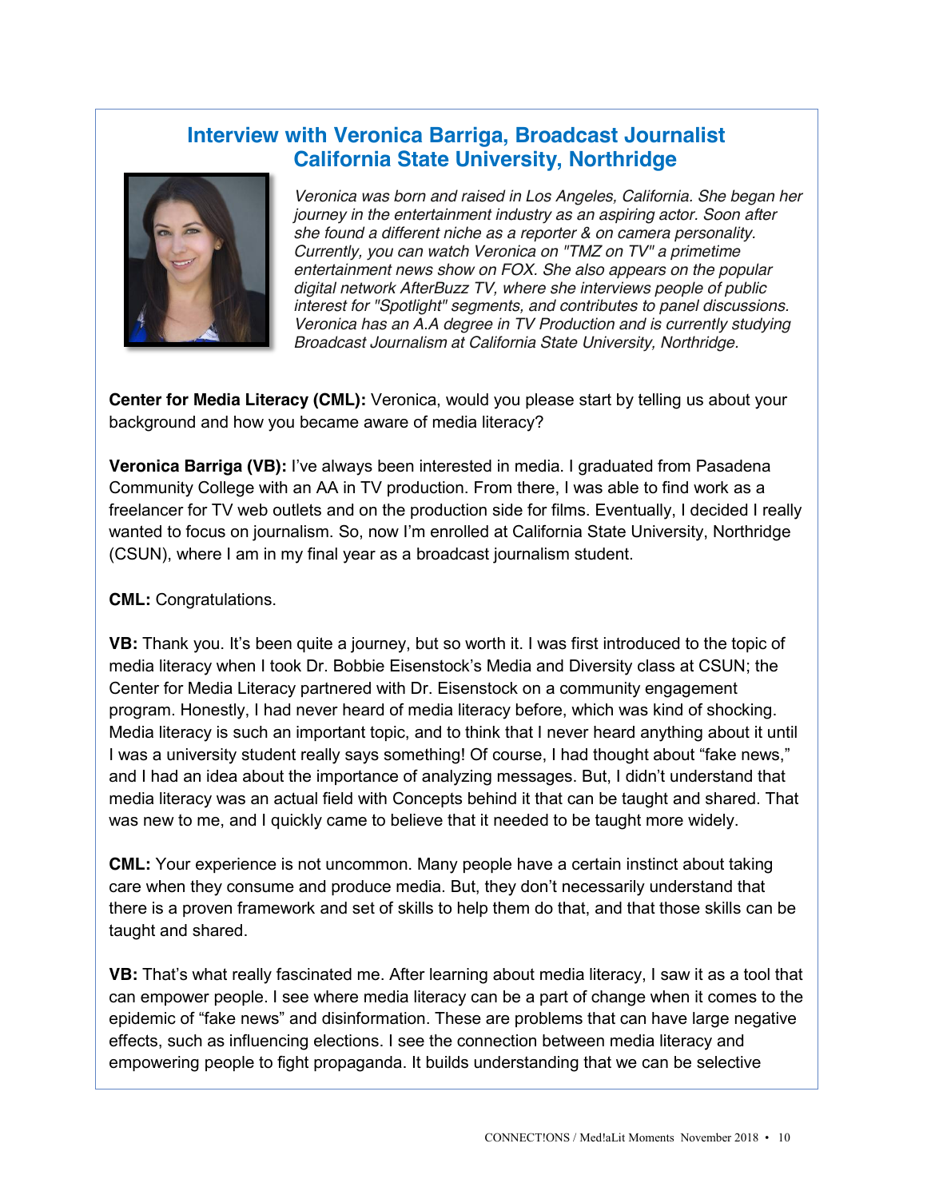## Interview with Veronica Barriga, Broadcast Journalist California State University, Northridge

*Veronica was born and raised in Los Angeles, California. She began her journey in the entertainment industry as an aspiring actor. Soon after she found a different niche as a reporter & on camera personality. Currently, you can watch Veronica on "TMZ on TV" a primetime entertainment news show on FOX. She also appears on the popular digital network AfterBuzz TV, where she interviews people of public interest for "Spotlight" segments, and contributes to panel discussions. Veronica has an A.A degree in TV Production and is currently studying Broadcast Journalism at California State University, Northridge.*

**Center for Media Literacy (CML):** Veronica, would you please start by telling us about your background and how you became aware of media literacy?

**Veronica Barriga (VB):** I've always been interested in media. I graduated from Pasadena Community College with an AA in TV production. From there, I was able to find work as a freelancer for TV web outlets and on the production side for films. Eventually, I decided I really wanted to focus on journalism. So, now I'm enrolled at California State University, Northridge (CSUN), where I am in my final year as a broadcast journalism student.

**CML:** Congratulations.

**VB:** Thank you. It's been quite a journey, but so worth it. I was first introduced to the topic of media literacy when I took Dr. Bobbie Eisenstock's Media and Diversity class at CSUN; the Center for Media Literacy partnered with Dr. Eisenstock on a community engagement program. Honestly, I had never heard of media literacy before, which was kind of shocking. Media literacy is such an important topic, and to think that I never heard anything about it until I was a university student really says something! Of course, I had thought about "fake news," and I had an idea about the importance of analyzing messages. But, I didn't understand that media literacy was an actual field with Concepts behind it that can be taught and shared. That was new to me, and I quickly came to believe that it needed to be taught more widely.

**CML:** Your experience is not uncommon. Many people have a certain instinct about taking care when they consume and produce media. But, they don't necessarily understand that there is a proven framework and set of skills to help them do that, and that those skills can be taught and shared.

**VB:** That's what really fascinated me. After learning about media literacy, I saw it as a tool that can empower people. I see where media literacy can be a part of change when it comes to the epidemic of "fake news" and disinformation. These are problems that can have large negative effects, such as influencing elections. I see the connection between media literacy and empowering people to fight propaganda. It builds understanding that we can be selective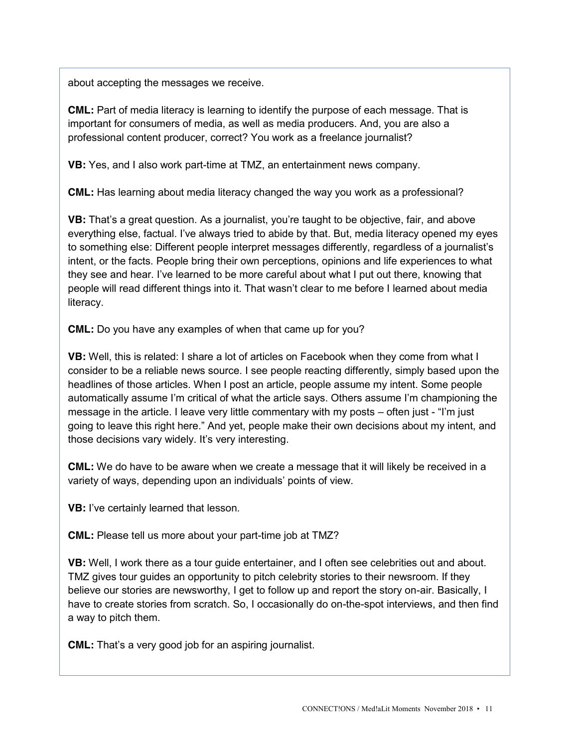about accepting the messages we receive.

**CML:** Part of media literacy is learning to identify the purpose of each message. That is important for consumers of media, as well as media producers. And, you are also a professional content producer, correct? You work as a freelance journalist?

**VB:** Yes, and I also work part-time at TMZ, an entertainment news company.

**CML:** Has learning about media literacy changed the way you work as a professional?

**VB:** That's a great question. As a journalist, you're taught to be objective, fair, and above everything else, factual. I've always tried to abide by that. But, media literacy opened my eyes to something else: Different people interpret messages differently, regardless of a journalist's intent, or the facts. People bring their own perceptions, opinions and life experiences to what they see and hear. I've learned to be more careful about what I put out there, knowing that people will read different things into it. That wasn't clear to me before I learned about media literacy.

**CML:** Do you have any examples of when that came up for you?

**VB:** Well, this is related: I share a lot of articles on Facebook when they come from what I consider to be a reliable news source. I see people reacting differently, simply based upon the headlines of those articles. When I post an article, people assume my intent. Some people automatically assume I'm critical of what the article says. Others assume I'm championing the message in the article. I leave very little commentary with my posts – often just - "I'm just going to leave this right here." And yet, people make their own decisions about my intent, and those decisions vary widely. It's very interesting.

**CML:** We do have to be aware when we create a message that it will likely be received in a variety of ways, depending upon an individuals' points of view.

**VB:** I've certainly learned that lesson.

**CML:** Please tell us more about your part-time job at TMZ?

**VB:** Well, I work there as a tour guide entertainer, and I often see celebrities out and about. TMZ gives tour guides an opportunity to pitch celebrity stories to their newsroom. If they believe our stories are newsworthy, I get to follow up and report the story on-air. Basically, I have to create stories from scratch. So, I occasionally do on-the-spot interviews, and then find a way to pitch them.

**CML:** That's a very good job for an aspiring journalist.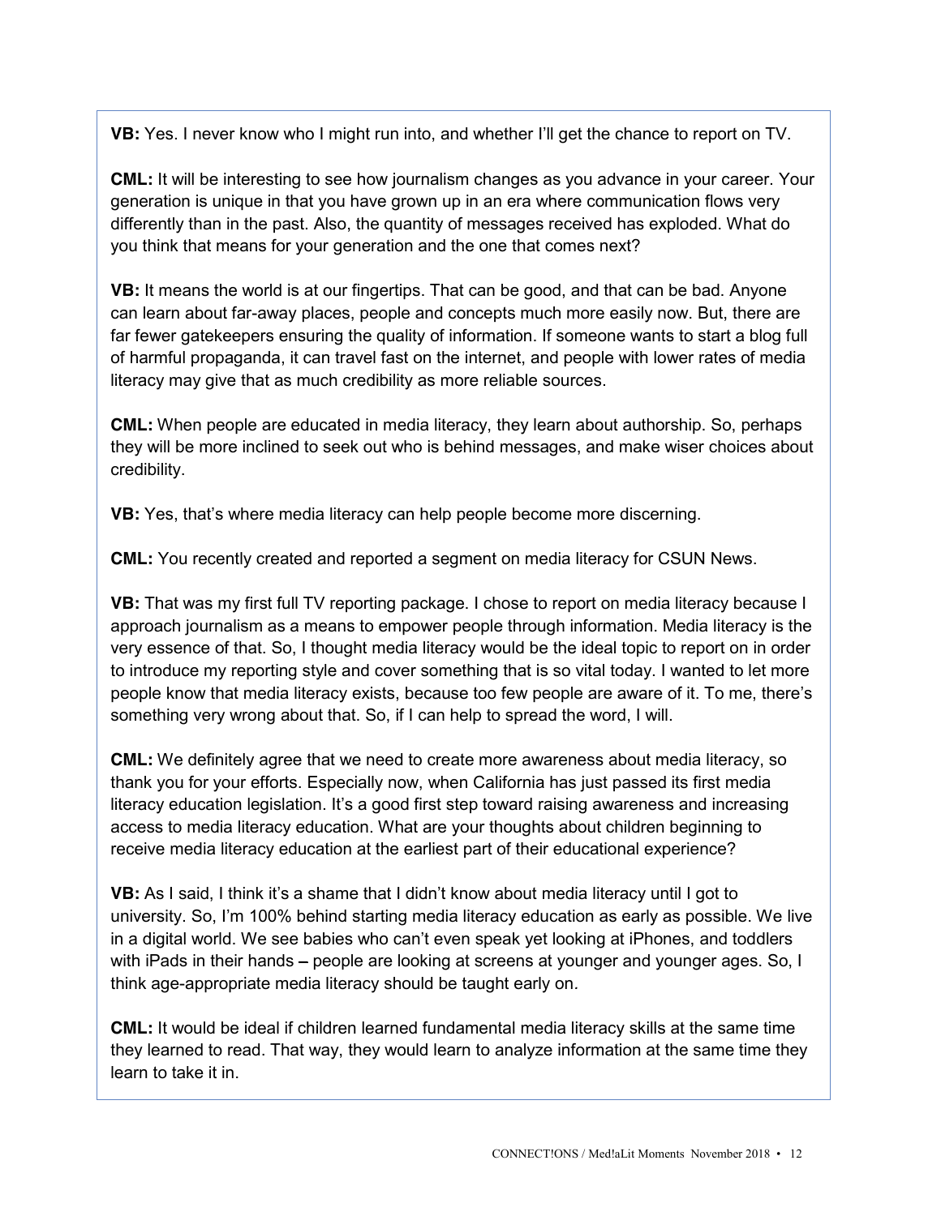**VB:** Yes. I never know who I might run into, and whether I'll get the chance to report on TV.

**CML:** It will be interesting to see how journalism changes as you advance in your career. Your generation is unique in that you have grown up in an era where communication flows very differently than in the past. Also, the quantity of messages received has exploded. What do you think that means for your generation and the one that comes next?

**VB:** It means the world is at our fingertips. That can be good, and that can be bad. Anyone can learn about far-away places, people and concepts much more easily now. But, there are far fewer gatekeepers ensuring the quality of information. If someone wants to start a blog full of harmful propaganda, it can travel fast on the internet, and people with lower rates of media literacy may give that as much credibility as more reliable sources.

**CML:** When people are educated in media literacy, they learn about authorship. So, perhaps they will be more inclined to seek out who is behind messages, and make wiser choices about credibility.

**VB:** Yes, that's where media literacy can help people become more discerning.

**CML:** You recently created and reported a segment on media literacy for CSUN News.

**VB:** That was my first full TV reporting package. I chose to report on media literacy because I approach journalism as a means to empower people through information. Media literacy is the very essence of that. So, I thought media literacy would be the ideal topic to report on in order to introduce my reporting style and cover something that is so vital today. I wanted to let more people know that media literacy exists, because too few people are aware of it. To me, there's something very wrong about that. So, if I can help to spread the word, I will.

**CML:** We definitely agree that we need to create more awareness about media literacy, so thank you for your efforts. Especially now, when California has just passed its first media literacy education legislation. It's a good first step toward raising awareness and increasing access to media literacy education. What are your thoughts about children beginning to receive media literacy education at the earliest part of their educational experience?

**VB:** As I said, I think it's a shame that I didn't know about media literacy until I got to university. So, I'm 100% behind starting media literacy education as early as possible. We live in a digital world. We see babies who can't even speak yet looking at iPhones, and toddlers with iPads in their hands – people are looking at screens at younger and younger ages. So, I think age-appropriate media literacy should be taught early on.

**CML:** It would be ideal if children learned fundamental media literacy skills at the same time they learned to read. That way, they would learn to analyze information at the same time they learn to take it in.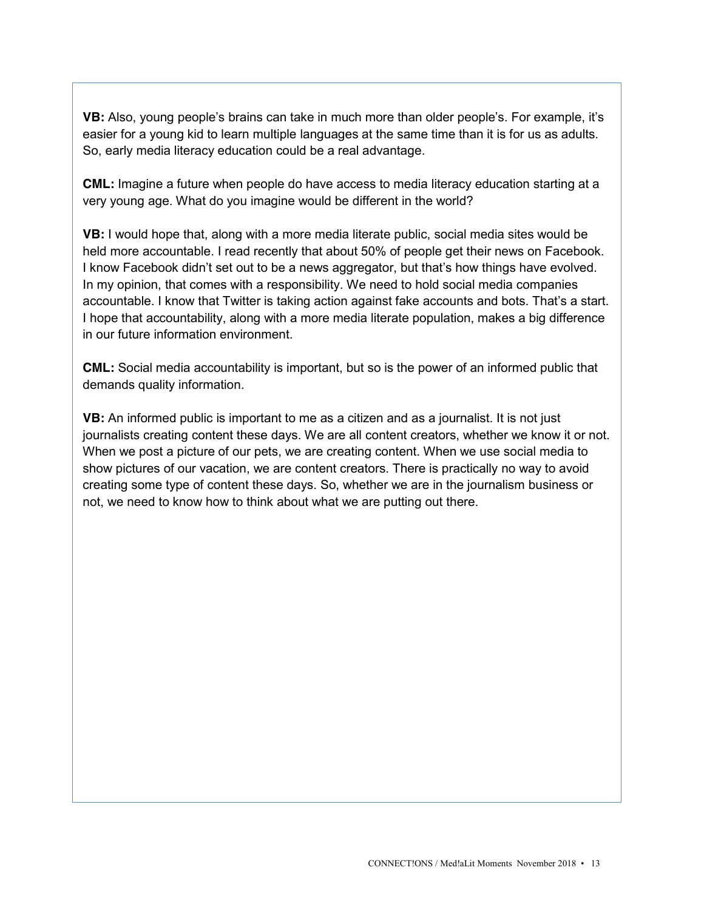**VB:** Also, young people's brains can take in much more than older people's. For example, it's easier for a young kid to learn multiple languages at the same time than it is for us as adults. So, early media literacy education could be a real advantage.

**CML:** Imagine a future when people do have access to media literacy education starting at a very young age. What do you imagine would be different in the world?

**VB:** I would hope that, along with a more media literate public, social media sites would be held more accountable. I read recently that about 50% of people get their news on Facebook. I know Facebook didn't set out to be a news aggregator, but that's how things have evolved. In my opinion, that comes with a responsibility. We need to hold social media companies accountable. I know that Twitter is taking action against fake accounts and bots. That's a start. I hope that accountability, along with a more media literate population, makes a big difference in our future information environment.

**CML:** Social media accountability is important, but so is the power of an informed public that demands quality information.

**VB:** An informed public is important to me as a citizen and as a journalist. It is not just journalists creating content these days. We are all content creators, whether we know it or not. When we post a picture of our pets, we are creating content. When we use social media to show pictures of our vacation, we are content creators. There is practically no way to avoid creating some type of content these days. So, whether we are in the journalism business or not, we need to know how to think about what we are putting out there.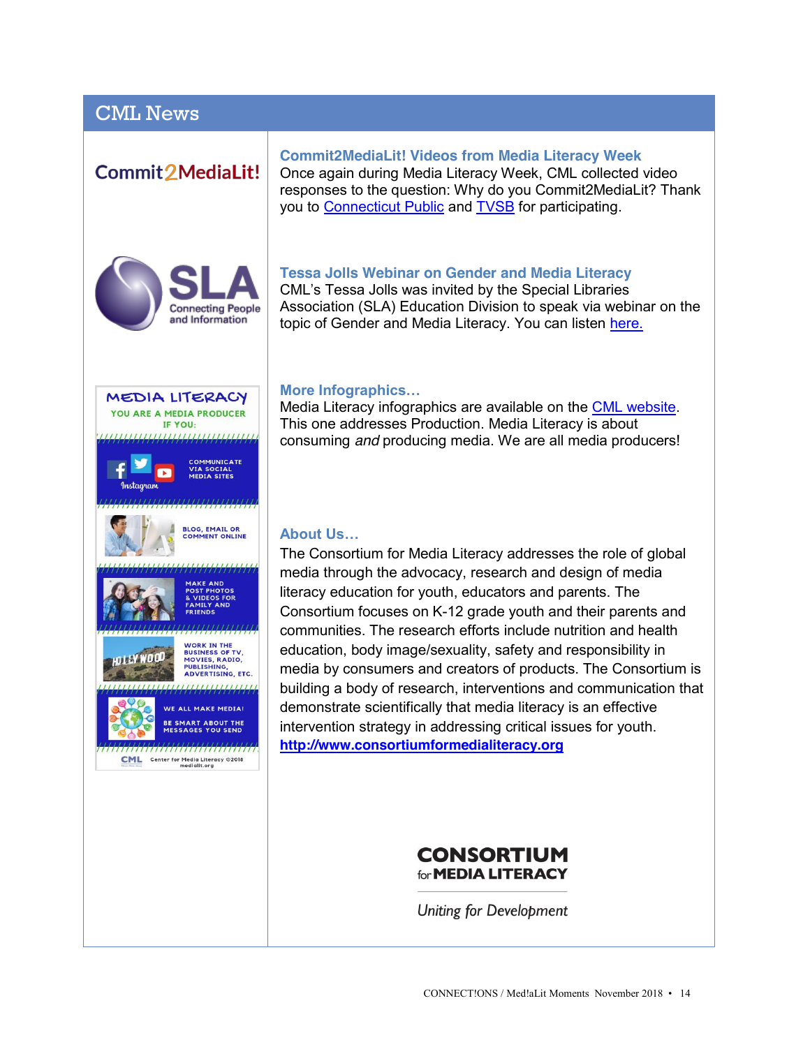## CML News

Commit2MediaLit!

### Commit2MediaLit! Videos from Media Literacy Week

Once again during Media Literacy Week, CML collected video responses to the question: Why do you Commit2MediaLit? Thank you to Connecticut Public and TVSB for participating.

SLA Connecting People and Information

### Tessa Jolls Webinar on Gender and Media Literacy

CML's Tessa Jolls was invited by the Special Libraries Association (SLA) Education Division to speak via webinar on the topic of Gender and Media Literacy. You can listen here.

MEDIA LITERACY
YOU ARE A MEDIA PRODUCER IF YOU:
COMMUNICATE VIA SOCIAL MEDIA SITES
BLOG, EMAIL OR COMMENT ONLINE
MAKE AND POST PHOTOS & VIDEOS FOR FAMILY AND FRIENDS
WORK IN THE BUSINESS OF TV, MOVIES, RADIO, PUBLISHING, ADVERTISING, ETC.
WE ALL MAKE MEDIA! BE SMART ABOUT THE MESSAGES YOU SEND
CML Center for Media Literacy ©2018 medialit.org

### More Infographics…

Media Literacy infographics are available on the CML website. This one addresses Production. Media Literacy is about consuming *and* producing media. We are all media producers!

### About Us…

The Consortium for Media Literacy addresses the role of global media through the advocacy, research and design of media literacy education for youth, educators and parents. The Consortium focuses on K-12 grade youth and their parents and communities. The research efforts include nutrition and health education, body image/sexuality, safety and responsibility in media by consumers and creators of products. The Consortium is building a body of research, interventions and communication that demonstrate scientifically that media literacy is an effective intervention strategy in addressing critical issues for youth.
**http://www.consortiumformedialiteracy.org**

**CONSORTIUM for MEDIA LITERACY**

*Uniting for Development*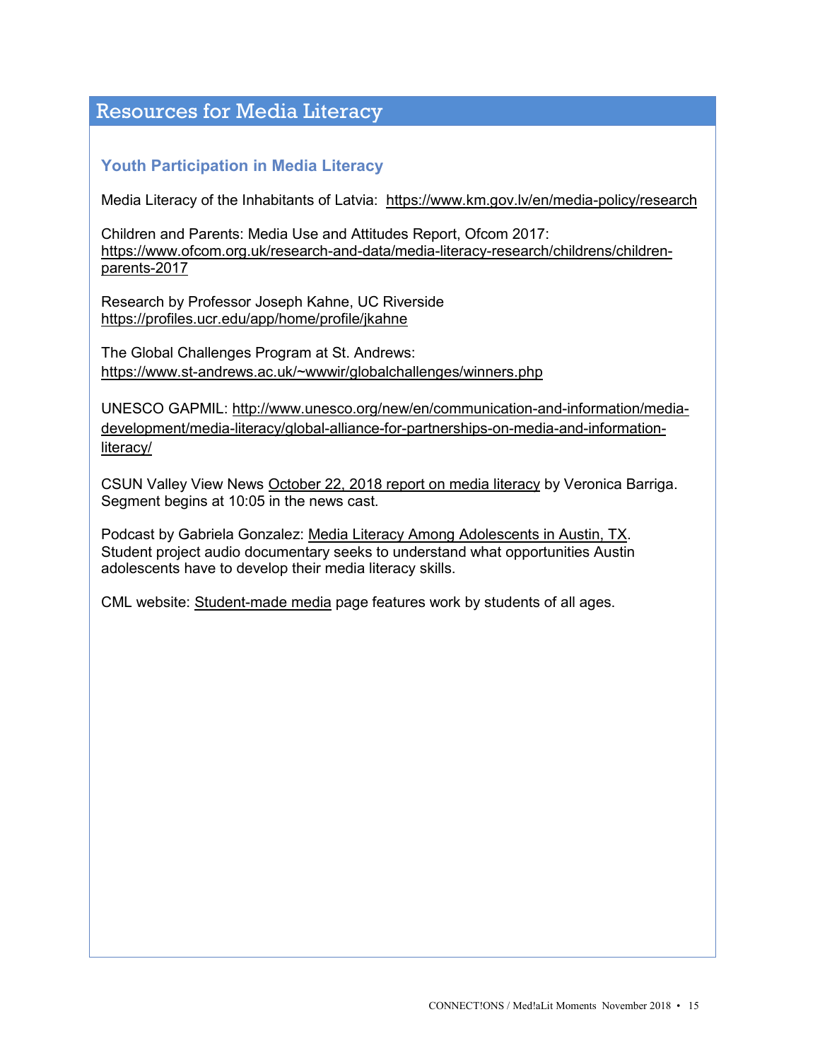# Resources for Media Literacy

## Youth Participation in Media Literacy

Media Literacy of the Inhabitants of Latvia: https://www.km.gov.lv/en/media-policy/research

Children and Parents: Media Use and Attitudes Report, Ofcom 2017: https://www.ofcom.org.uk/research-and-data/media-literacy-research/childrens/children-parents-2017

Research by Professor Joseph Kahne, UC Riverside https://profiles.ucr.edu/app/home/profile/jkahne

The Global Challenges Program at St. Andrews: https://www.st-andrews.ac.uk/~wwwir/globalchallenges/winners.php

UNESCO GAPMIL: http://www.unesco.org/new/en/communication-and-information/media-development/media-literacy/global-alliance-for-partnerships-on-media-and-information-literacy/

CSUN Valley View News October 22, 2018 report on media literacy by Veronica Barriga. Segment begins at 10:05 in the news cast.

Podcast by Gabriela Gonzalez: Media Literacy Among Adolescents in Austin, TX. Student project audio documentary seeks to understand what opportunities Austin adolescents have to develop their media literacy skills.

CML website: Student-made media page features work by students of all ages.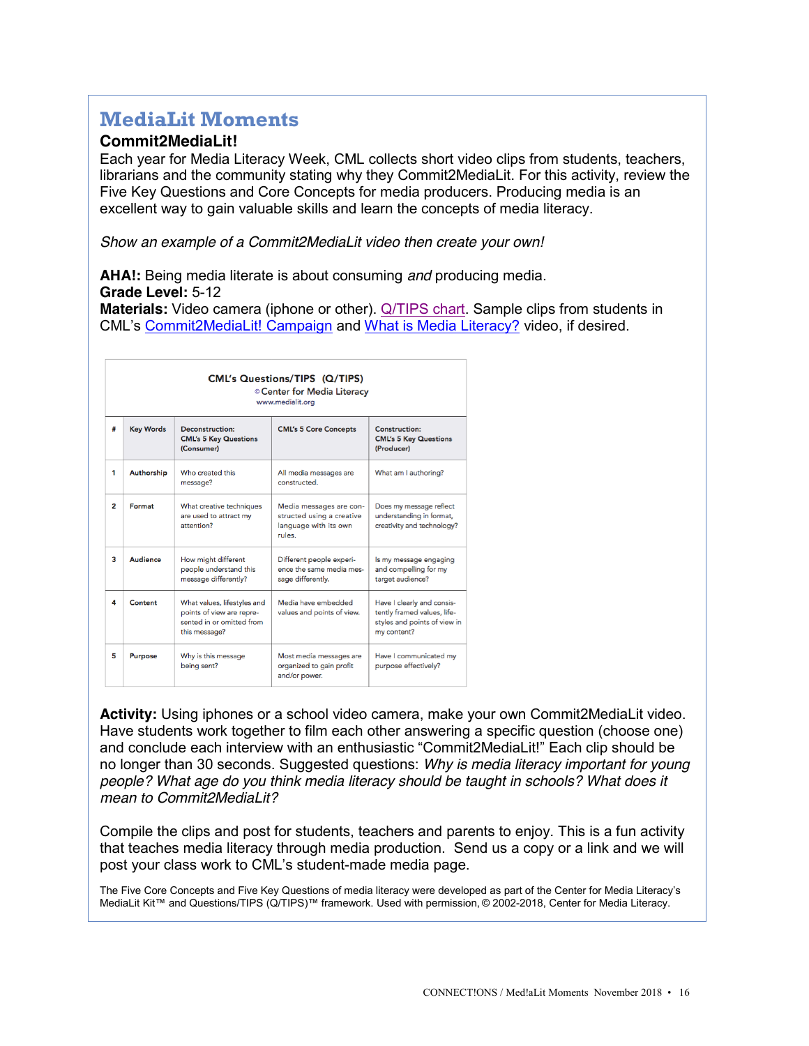# MediaLit Moments

## Commit2MediaLit!

Each year for Media Literacy Week, CML collects short video clips from students, teachers, librarians and the community stating why they Commit2MediaLit. For this activity, review the Five Key Questions and Core Concepts for media producers. Producing media is an excellent way to gain valuable skills and learn the concepts of media literacy.

*Show an example of a Commit2MediaLit video then create your own!*

**AHA!:** Being media literate is about consuming *and* producing media.
**Grade Level:** 5-12
**Materials:** Video camera (iphone or other). Q/TIPS chart. Sample clips from students in CML's Commit2MediaLit! Campaign and What is Media Literacy? video, if desired.

**CML's Questions/TIPS (Q/TIPS)**
© Center for Media Literacy
www.medialit.org

| # | Key Words | Deconstruction: CML's 5 Key Questions (Consumer) | CML's 5 Core Concepts | Construction: CML's 5 Key Questions (Producer) |
|---|---|---|---|---|
| 1 | Authorship | Who created this message? | All media messages are constructed. | What am I authoring? |
| 2 | Format | What creative techniques are used to attract my attention? | Media messages are constructed using a creative language with its own rules. | Does my message reflect understanding in format, creativity and technology? |
| 3 | Audience | How might different people understand this message differently? | Different people experience the same media message differently. | Is my message engaging and compelling for my target audience? |
| 4 | Content | What values, lifestyles and points of view are represented in or omitted from this message? | Media have embedded values and points of view. | Have I clearly and consistently framed values, lifestyles and points of view in my content? |
| 5 | Purpose | Why is this message being sent? | Most media messages are organized to gain profit and/or power. | Have I communicated my purpose effectively? |

**Activity:** Using iphones or a school video camera, make your own Commit2MediaLit video. Have students work together to film each other answering a specific question (choose one) and conclude each interview with an enthusiastic "Commit2MediaLit!" Each clip should be no longer than 30 seconds. Suggested questions: *Why is media literacy important for young people? What age do you think media literacy should be taught in schools? What does it mean to Commit2MediaLit?*

Compile the clips and post for students, teachers and parents to enjoy. This is a fun activity that teaches media literacy through media production. Send us a copy or a link and we will post your class work to CML's student-made media page.

The Five Core Concepts and Five Key Questions of media literacy were developed as part of the Center for Media Literacy's MediaLit Kit™ and Questions/TIPS (Q/TIPS)™ framework. Used with permission, © 2002-2018, Center for Media Literacy.